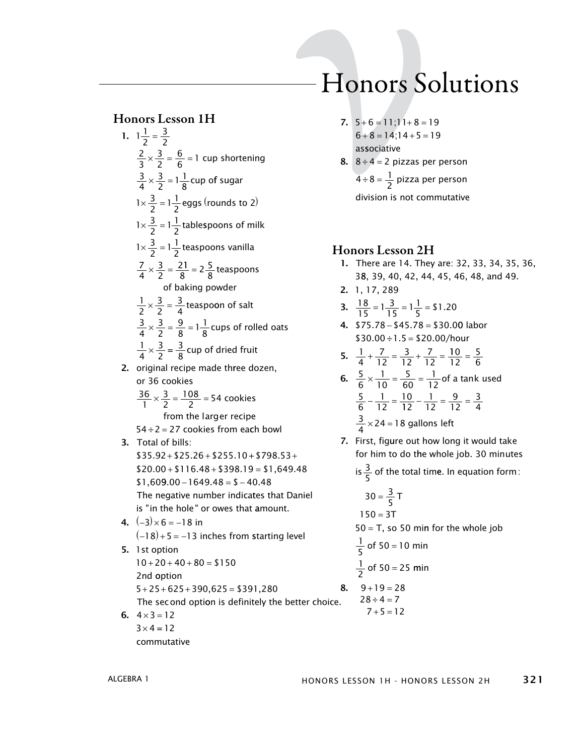# Honors Solutions

## Honors Lesson 1H

1. $1\frac{1}{2} = \frac{3}{2}$

   $\frac{2}{3} \times \frac{3}{2} = \frac{6}{6} = 1$ cup shortening

   $\frac{3}{4} \times \frac{3}{2} = 1\frac{1}{8}$ cup of sugar

   $1 \times \frac{3}{2} = 1\frac{1}{2}$ eggs (rounds to 2)

   $1 \times \frac{3}{2} = 1\frac{1}{2}$ tablespoons of milk

   $1 \times \frac{3}{2} = 1\frac{1}{2}$ teaspoons vanilla

   $\frac{7}{4} \times \frac{3}{2} = \frac{21}{8} = 2\frac{5}{8}$ teaspoons of baking powder

   $\frac{1}{2} \times \frac{3}{2} = \frac{3}{4}$ teaspoon of salt

   $\frac{3}{4} \times \frac{3}{2} = \frac{9}{8} = 1\frac{1}{8}$ cups of rolled oats

   $\frac{1}{4} \times \frac{3}{2} = \frac{3}{8}$ cup of dried fruit

2. original recipe made three dozen, or 36 cookies

   $\frac{36}{1} \times \frac{3}{2} = \frac{108}{2} = 54$ cookies from the larger recipe

   $54 \div 2 = 27$ cookies from each bowl

3. Total of bills:

   $\$35.92 + \$25.26 + \$255.10 + \$798.53 + \$20.00 + \$116.48 + \$398.19 = \$1,649.48$

   $\$1,609.00 - 1649.48 = \$-40.48$

   The negative number indicates that Daniel is "in the hole" or owes that amount.

4. $(-3) \times 6 = -18$ in

   $(-18) + 5 = -13$ inches from starting level

5. 1st option

   $10 + 20 + 40 + 80 = \$150$

   2nd option

   $5 + 25 + 625 + 390,625 = \$391,280$

   The second option is definitely the better choice.

6. $4 \times 3 = 12$

   $3 \times 4 = 12$

   commutative

7. $5 + 6 = 11; 11 + 8 = 19$

   $6 + 8 = 14; 14 + 5 = 19$

   associative

8. $8 \div 4 = 2$ pizzas per person

   $4 \div 8 = \frac{1}{2}$ pizza per person

   division is not commutative

## Honors Lesson 2H

1. There are 14. They are: 32, 33, 34, 35, 36, 38, 39, 40, 42, 44, 45, 46, 48, and 49.

2. 1, 17, 289

3. $\frac{18}{15} = 1\frac{3}{15} = 1\frac{1}{5} = \$1.20$

4. $\$75.78 - \$45.78 = \$30.00$ labor

   $\$30.00 \div 1.5 = \$20.00$/hour

5. $\frac{1}{4} + \frac{7}{12} = \frac{3}{12} + \frac{7}{12} = \frac{10}{12} = \frac{5}{6}$

6. $\frac{5}{6} \times \frac{1}{10} = \frac{5}{60} = \frac{1}{12}$ of a tank used

   $\frac{5}{6} - \frac{1}{12} = \frac{10}{12} - \frac{1}{12} = \frac{9}{12} = \frac{3}{4}$

   $\frac{3}{4} \times 24 = 18$ gallons left

7. First, figure out how long it would take for him to do the whole job. 30 minutes is $\frac{3}{5}$ of the total time. In equation form:

   $30 = \frac{3}{5}T$

   $150 = 3T$

   $50 = T$, so 50 min for the whole job

   $\frac{1}{5}$ of $50 = 10$ min

   $\frac{1}{2}$ of $50 = 25$ min

8. $9 + 19 = 28$

   $28 \div 4 = 7$

   $7 + 5 = 12$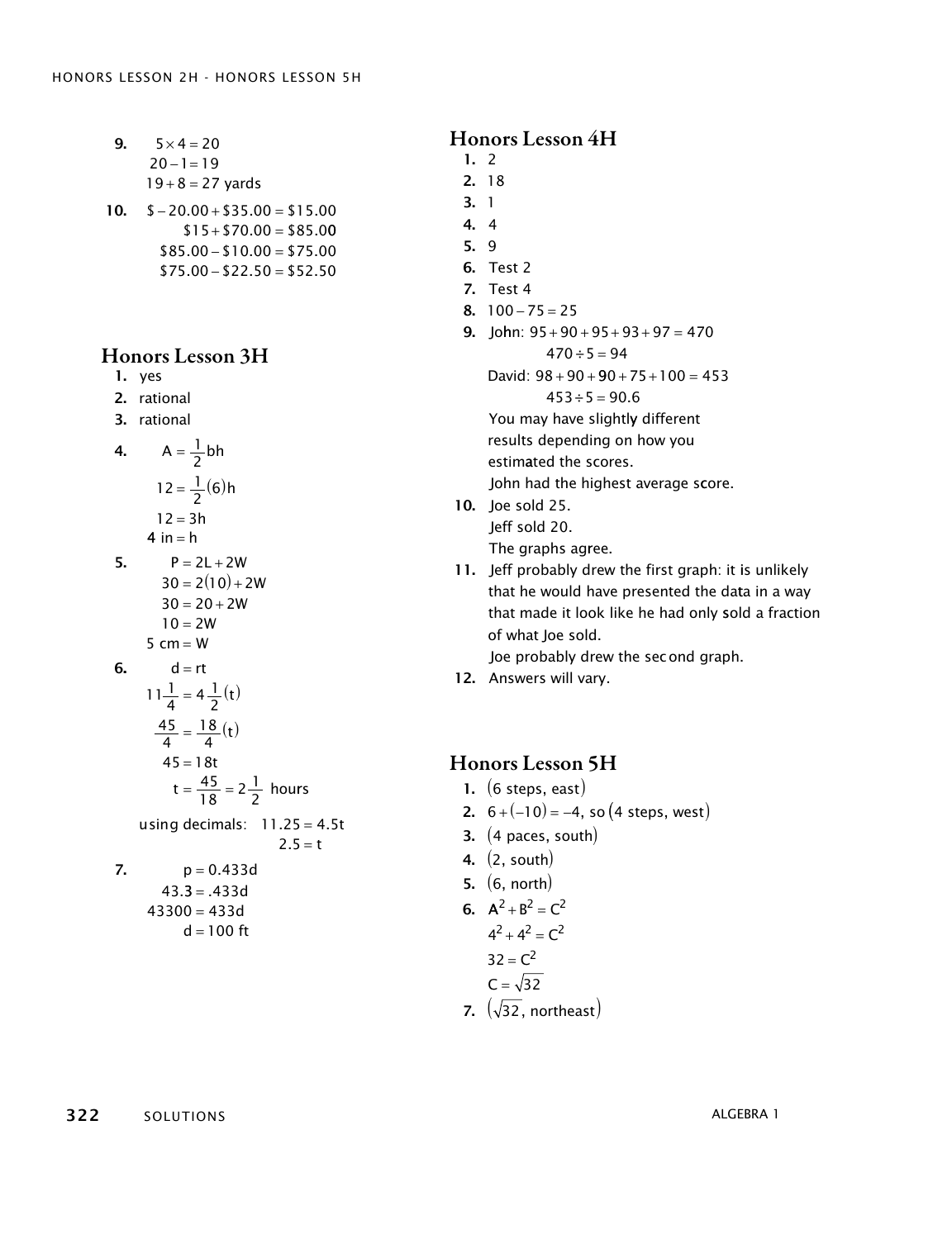9. $5 \times 4 = 20$
   $20 - 1 = 19$
   $19 + 8 = 27$ yards

10. $\$-20.00 + \$35.00 = \$15.00$
    $\$15 + \$70.00 = \$85.00$
    $\$85.00 - \$10.00 = \$75.00$
    $\$75.00 - \$22.50 = \$52.50$

## Honors Lesson 3H

1. yes
2. rational
3. rational
4. $A = \frac{1}{2}bh$
   $12 = \frac{1}{2}(6)h$
   $12 = 3h$
   $4 \text{ in} = h$
5. $P = 2L + 2W$
   $30 = 2(10) + 2W$
   $30 = 20 + 2W$
   $10 = 2W$
   $5 \text{ cm} = W$
6. $d = rt$
   $11\frac{1}{4} = 4\frac{1}{2}(t)$
   $\frac{45}{4} = \frac{18}{4}(t)$
   $45 = 18t$
   $t = \frac{45}{18} = 2\frac{1}{2}$ hours

   using decimals: $11.25 = 4.5t$
   $2.5 = t$
7. $p = 0.433d$
   $43.3 = .433d$
   $43300 = 433d$
   $d = 100$ ft

## Honors Lesson 4H

1. 2
2. 18
3. 1
4. 4
5. 9
6. Test 2
7. Test 4
8. $100 - 75 = 25$
9. John: $95 + 90 + 95 + 93 + 97 = 470$
   $470 \div 5 = 94$
   David: $98 + 90 + 90 + 75 + 100 = 453$
   $453 \div 5 = 90.6$
   You may have slightly different results depending on how you estimated the scores.
   John had the highest average score.
10. Joe sold 25.
    Jeff sold 20.
    The graphs agree.
11. Jeff probably drew the first graph: it is unlikely that he would have presented the data in a way that made it look like he had only sold a fraction of what Joe sold.
    Joe probably drew the second graph.
12. Answers will vary.

## Honors Lesson 5H

1. (6 steps, east)
2. $6 + (-10) = -4$, so (4 steps, west)
3. (4 paces, south)
4. (2, south)
5. (6, north)
6. $A^2 + B^2 = C^2$
   $4^2 + 4^2 = C^2$
   $32 = C^2$
   $C = \sqrt{32}$
7. ($\sqrt{32}$, northeast)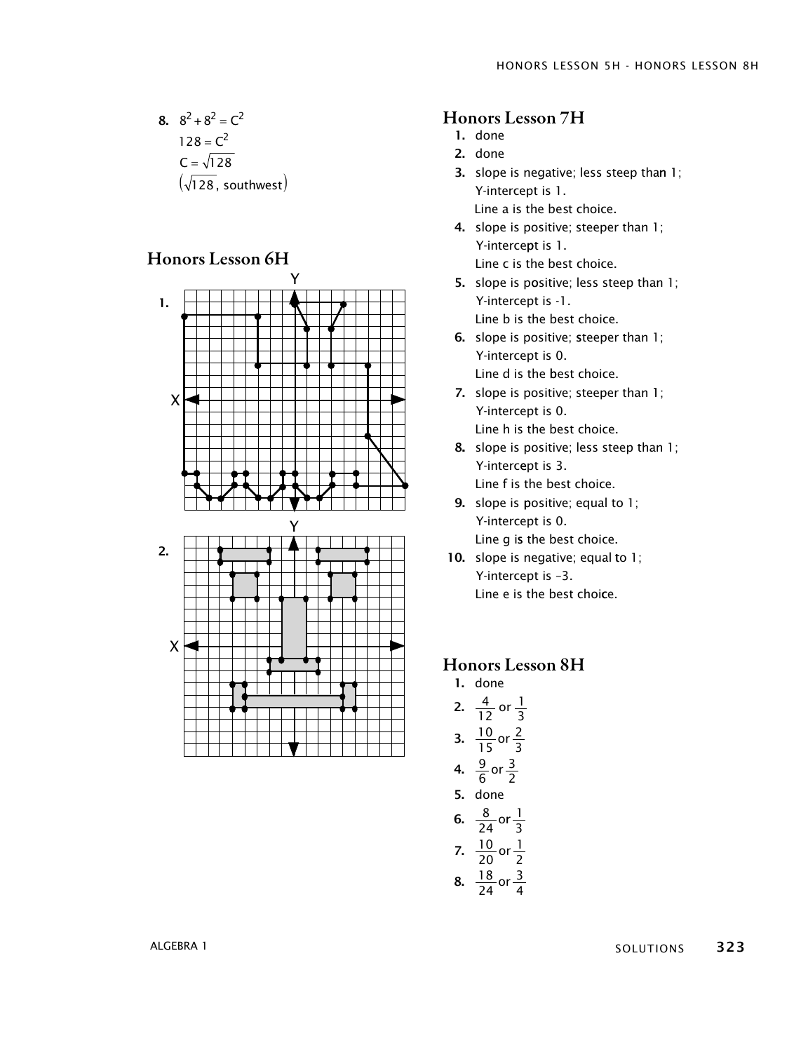8. $8^2 + 8^2 = C^2$

$128 = C^2$

$C = \sqrt{128}$

$(\sqrt{128}, \text{ southwest})$

## Honors Lesson 6H

1.

2.

## Honors Lesson 7H

1. done
2. done
3. slope is negative; less steep than 1; Y-intercept is 1. Line a is the best choice.
4. slope is positive; steeper than 1; Y-intercept is 1. Line c is the best choice.
5. slope is positive; less steep than 1; Y-intercept is -1. Line b is the best choice.
6. slope is positive; steeper than 1; Y-intercept is 0. Line d is the best choice.
7. slope is positive; steeper than 1; Y-intercept is 0. Line h is the best choice.
8. slope is positive; less steep than 1; Y-intercept is 3. Line f is the best choice.
9. slope is positive; equal to 1; Y-intercept is 0. Line g is the best choice.
10. slope is negative; equal to 1; Y-intercept is –3. Line e is the best choice.

## Honors Lesson 8H

1. done
2. $\frac{4}{12}$ or $\frac{1}{3}$
3. $\frac{10}{15}$ or $\frac{2}{3}$
4. $\frac{9}{6}$ or $\frac{3}{2}$
5. done
6. $\frac{8}{24}$ or $\frac{1}{3}$
7. $\frac{10}{20}$ or $\frac{1}{2}$
8. $\frac{18}{24}$ or $\frac{3}{4}$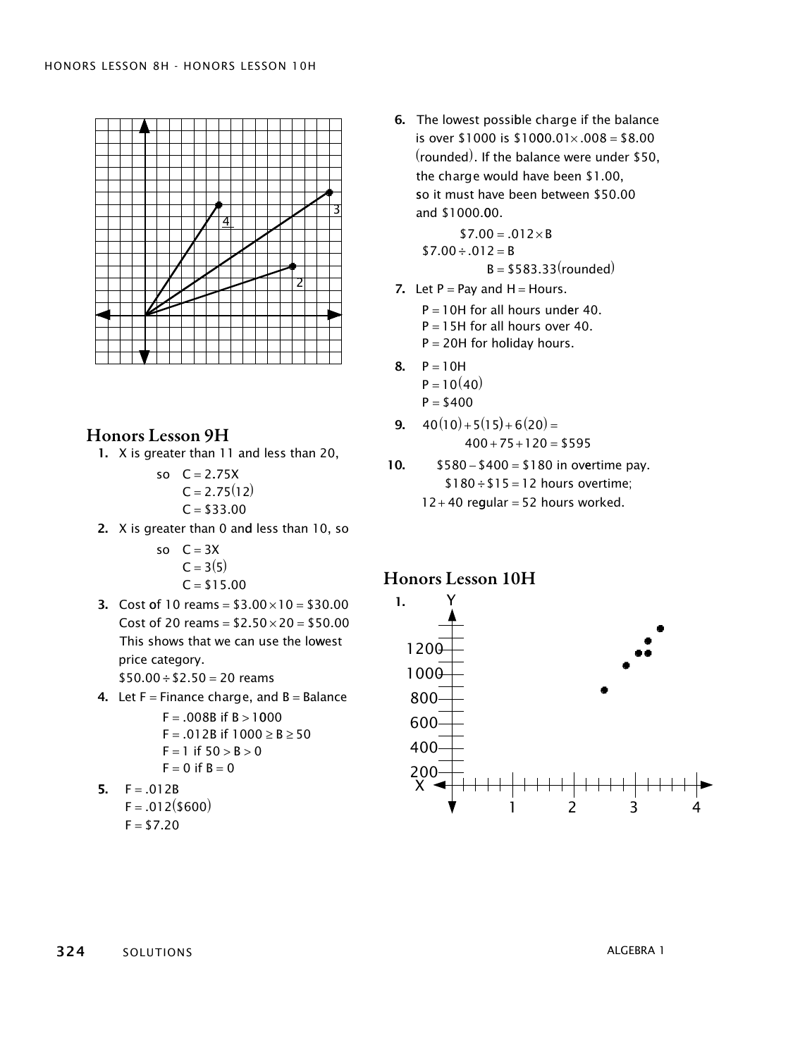## Honors Lesson 9H

1. X is greater than 11 and less than 20,

   so $C = 2.75X$
   $C = 2.75(12)$
   $C = \$33.00$

2. X is greater than 0 and less than 10, so

   so $C = 3X$
   $C = 3(5)$
   $C = \$15.00$

3. Cost of 10 reams $= \$3.00 \times 10 = \$30.00$
   Cost of 20 reams $= \$2.50 \times 20 = \$50.00$
   This shows that we can use the lowest price category.
   $\$50.00 \div \$2.50 = 20$ reams

4. Let F = Finance charge, and B = Balance

   $F = .008B$ if $B > 1000$
   $F = .012B$ if $1000 \geq B \geq 50$
   $F = 1$ if $50 > B > 0$
   $F = 0$ if $B = 0$

5. $F = .012B$
   $F = .012(\$600)$
   $F = \$7.20$

6. The lowest possible charge if the balance is over \$1000 is $\$1000.01 \times .008 = \$8.00$ (rounded). If the balance were under \$50, the charge would have been \$1.00, so it must have been between \$50.00 and \$1000.00.

   $\$7.00 = .012 \times B$
   $\$7.00 \div .012 = B$
   $B = \$583.33$ (rounded)

7. Let P = Pay and H = Hours.

   $P = 10H$ for all hours under 40.
   $P = 15H$ for all hours over 40.
   $P = 20H$ for holiday hours.

8. $P = 10H$
   $P = 10(40)$
   $P = \$400$

9. $40(10) + 5(15) + 6(20) =$
   $400 + 75 + 120 = \$595$

10. $\$580 - \$400 = \$180$ in overtime pay.
    $\$180 \div \$15 = 12$ hours overtime;
    $12 + 40$ regular $= 52$ hours worked.

## Honors Lesson 10H

1.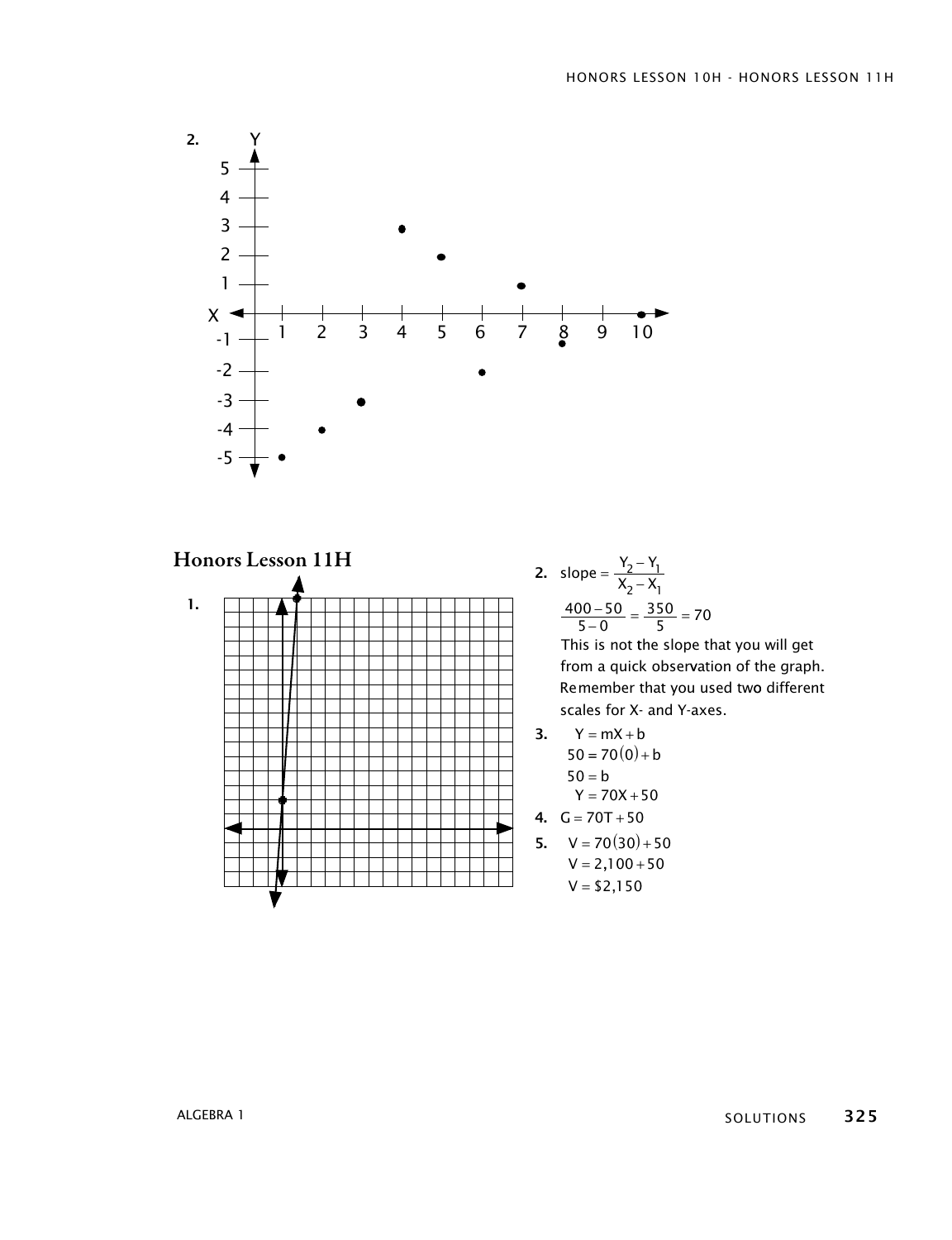2\.

## Honors Lesson 11H

1\.

2\. $\text{slope} = \dfrac{Y_2 - Y_1}{X_2 - X_1}$

$$\frac{400 - 50}{5 - 0} = \frac{350}{5} = 70$$

This is not the slope that you will get from a quick observation of the graph. Remember that you used two different scales for X- and Y-axes.

3\.
$$Y = mX + b$$
$$50 = 70(0) + b$$
$$50 = b$$
$$Y = 70X + 50$$

4\. $G = 70T + 50$

5\.
$$V = 70(30) + 50$$
$$V = 2{,}100 + 50$$
$$V = \$2{,}150$$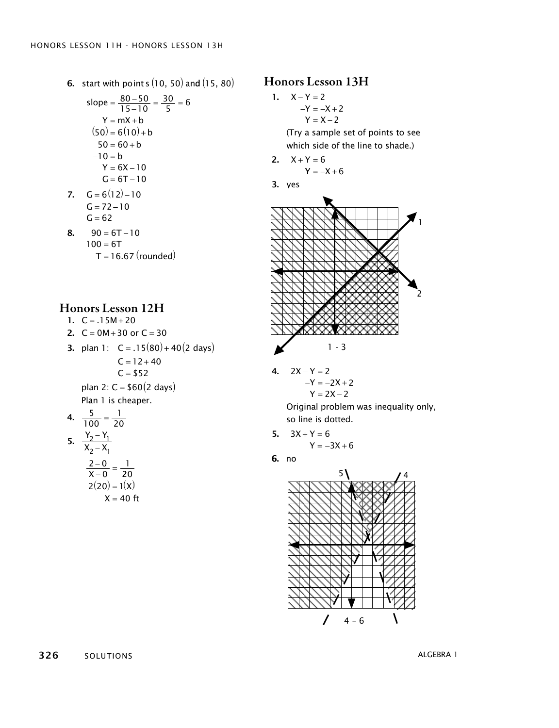6. start with points $(10, 50)$ and $(15, 80)$

$$\text{slope} = \frac{80-50}{15-10} = \frac{30}{5} = 6$$

$$Y = mX + b$$
$$(50) = 6(10) + b$$
$$50 = 60 + b$$
$$-10 = b$$
$$Y = 6X - 10$$
$$G = 6T - 10$$

7. 
$$G = 6(12) - 10$$
$$G = 72 - 10$$
$$G = 62$$

8. 
$$90 = 6T - 10$$
$$100 = 6T$$
$$T = 16.67 \text{ (rounded)}$$

## Honors Lesson 12H

1. $C = .15M + 20$
2. $C = 0M + 30$ or $C = 30$
3. plan 1: $C = .15(80) + 40(2 \text{ days})$

$$C = 12 + 40$$
$$C = \$52$$

plan 2: $C = \$60(2 \text{ days})$

Plan 1 is cheaper.

4. $\frac{5}{100} = \frac{1}{20}$
5. $\frac{Y_2 - Y_1}{X_2 - X_1}$

$$\frac{2-0}{X-0} = \frac{1}{20}$$
$$2(20) = 1(X)$$
$$X = 40 \text{ ft}$$

## Honors Lesson 13H

1. 
$$X - Y = 2$$
$$-Y = -X + 2$$
$$Y = X - 2$$

(Try a sample set of points to see which side of the line to shade.)

2. 
$$X + Y = 6$$
$$Y = -X + 6$$

3. yes

1 - 3

4. 
$$2X - Y = 2$$
$$-Y = -2X + 2$$
$$Y = 2X - 2$$

Original problem was inequality only, so line is dotted.

5. 
$$3X + Y = 6$$
$$Y = -3X + 6$$

6. no

4 - 6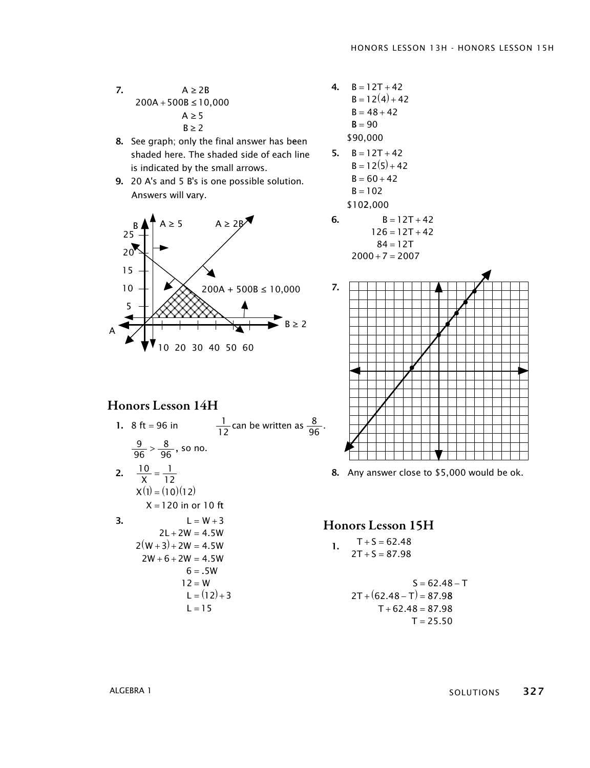7. $$A \geq 2B$$
$$200A + 500B \leq 10{,}000$$
$$A \geq 5$$
$$B \geq 2$$

8. See graph; only the final answer has been shaded here. The shaded side of each line is indicated by the small arrows.

9. 20 A's and 5 B's is one possible solution. Answers will vary.

## Honors Lesson 14H

1. 8 ft = 96 in  $\frac{1}{12}$ can be written as $\frac{8}{96}$.

$\frac{9}{96} > \frac{8}{96}$, so no.

2. $$\frac{10}{X} = \frac{1}{12}$$
$$X(1) = (10)(12)$$
$$X = 120 \text{ in or } 10 \text{ ft}$$

3. $$L = W + 3$$
$$2L + 2W = 4.5W$$
$$2(W + 3) + 2W = 4.5W$$
$$2W + 6 + 2W = 4.5W$$
$$6 = .5W$$
$$12 = W$$
$$L = (12) + 3$$
$$L = 15$$

4. $$B = 12T + 42$$
$$B = 12(4) + 42$$
$$B = 48 + 42$$
$$B = 90$$
\$90,000

5. $$B = 12T + 42$$
$$B = 12(5) + 42$$
$$B = 60 + 42$$
$$B = 102$$
\$102,000

6. $$B = 12T + 42$$
$$126 = 12T + 42$$
$$84 = 12T$$
$$2000 + 7 = 2007$$

7.

8. Any answer close to \$5,000 would be ok.

## Honors Lesson 15H

1. $$T + S = 62.48$$
$$2T + S = 87.98$$

$$S = 62.48 - T$$
$$2T + (62.48 - T) = 87.98$$
$$T + 62.48 = 87.98$$
$$T = 25.50$$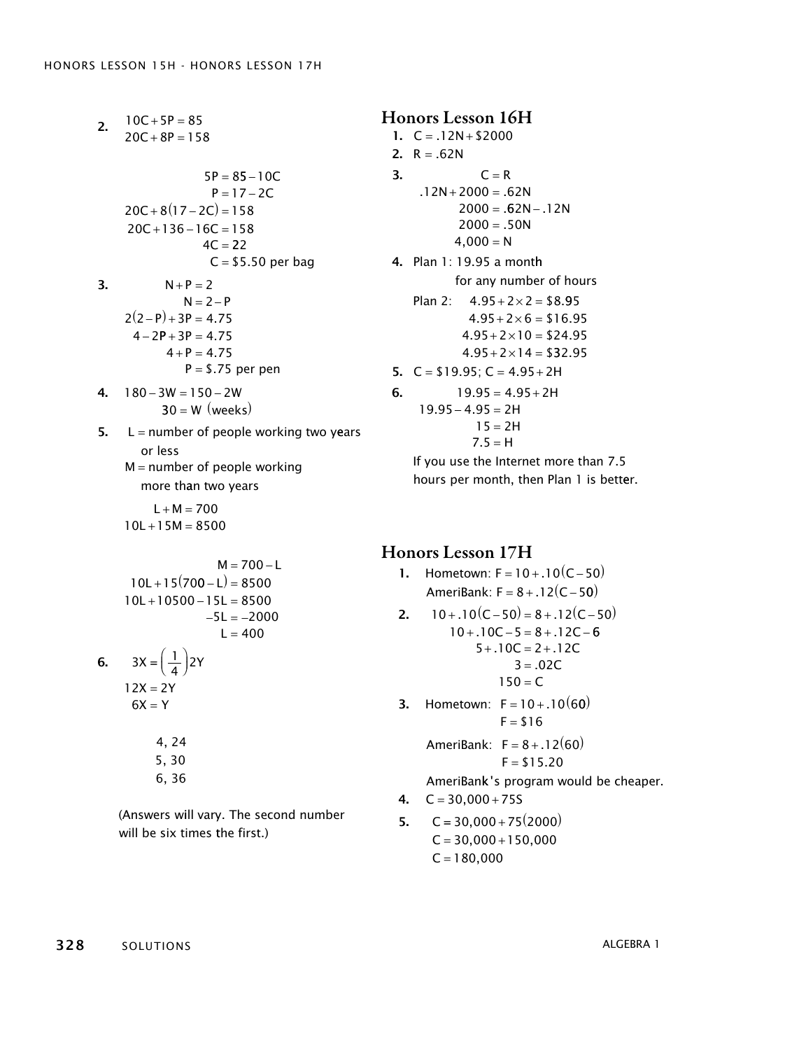2. $10C + 5P = 85$
$20C + 8P = 158$

$5P = 85 - 10C$
$P = 17 - 2C$
$20C + 8(17 - 2C) = 158$
$20C + 136 - 16C = 158$
$4C = 22$
$C = \$5.50$ per bag

3. $N + P = 2$
$N = 2 - P$
$2(2 - P) + 3P = 4.75$
$4 - 2P + 3P = 4.75$
$4 + P = 4.75$
$P = \$.75$ per pen

4. $180 - 3W = 150 - 2W$
$30 = W$ (weeks)

5. L = number of people working two years or less
M = number of people working more than two years

$L + M = 700$
$10L + 15M = 8500$

$M = 700 - L$
$10L + 15(700 - L) = 8500$
$10L + 10500 - 15L = 8500$
$-5L = -2000$
$L = 400$

6. $3X = \left(\frac{1}{4}\right)2Y$
$12X = 2Y$
$6X = Y$

4, 24
5, 30
6, 36

(Answers will vary. The second number will be six times the first.)

## Honors Lesson 16H

1. $C = .12N + \$2000$
2. $R = .62N$
3. $C = R$
$.12N + 2000 = .62N$
$2000 = .62N - .12N$
$2000 = .50N$
$4{,}000 = N$
4. Plan 1: 19.95 a month for any number of hours
Plan 2: $4.95 + 2 \times 2 = \$8.95$
$4.95 + 2 \times 6 = \$16.95$
$4.95 + 2 \times 10 = \$24.95$
$4.95 + 2 \times 14 = \$32.95$
5. $C = \$19.95$; $C = 4.95 + 2H$
6. $19.95 = 4.95 + 2H$
$19.95 - 4.95 = 2H$
$15 = 2H$
$7.5 = H$
If you use the Internet more than 7.5 hours per month, then Plan 1 is better.

## Honors Lesson 17H

1. Hometown: $F = 10 + .10(C - 50)$
AmeriBank: $F = 8 + .12(C - 50)$
2. $10 + .10(C - 50) = 8 + .12(C - 50)$
$10 + .10C - 5 = 8 + .12C - 6$
$5 + .10C = 2 + .12C$
$3 = .02C$
$150 = C$
3. Hometown: $F = 10 + .10(60)$
$F = \$16$
AmeriBank: $F = 8 + .12(60)$
$F = \$15.20$
AmeriBank's program would be cheaper.
4. $C = 30{,}000 + 75S$
5. $C = 30{,}000 + 75(2000)$
$C = 30{,}000 + 150{,}000$
$C = 180{,}000$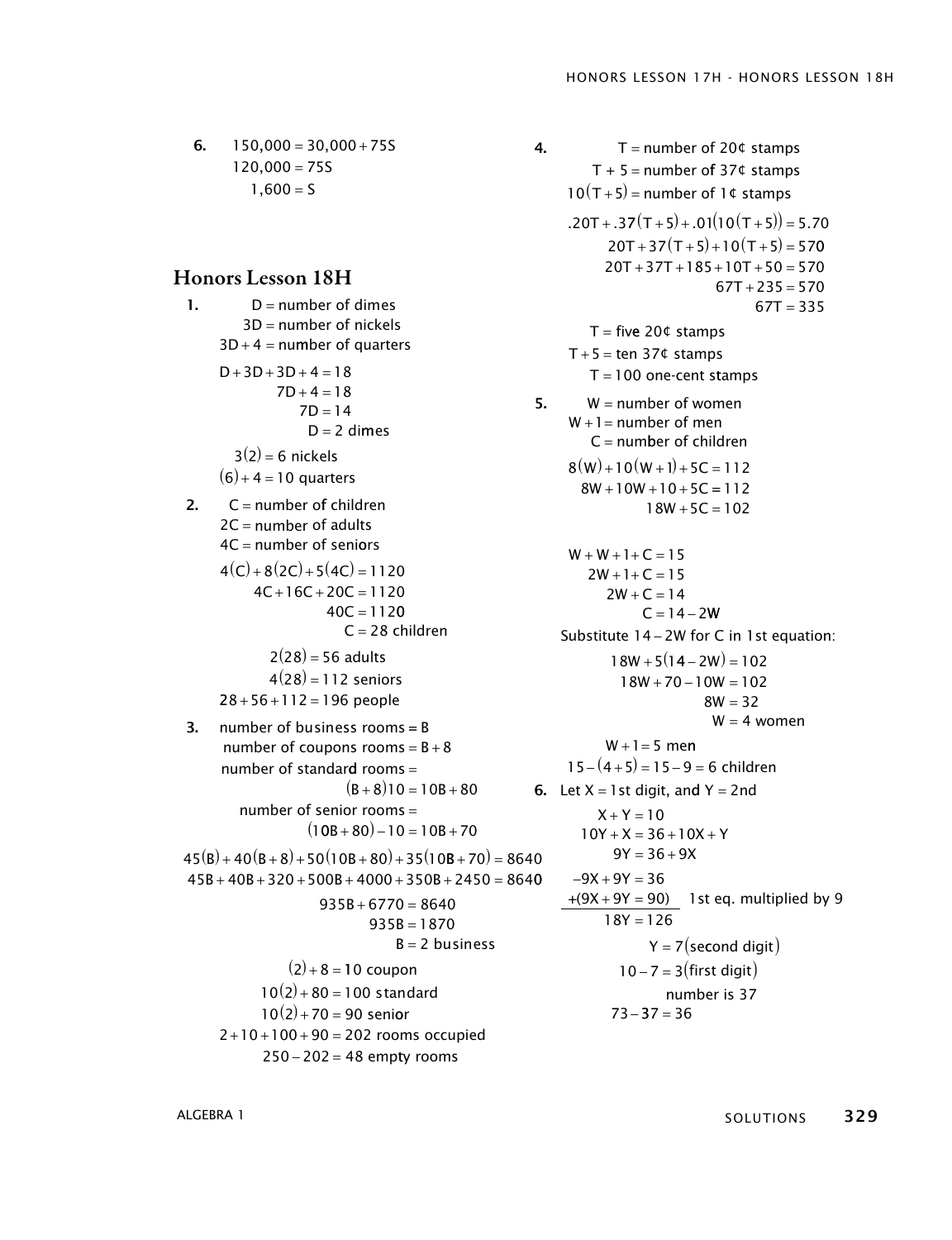6. $150{,}000 = 30{,}000 + 75S$
   $120{,}000 = 75S$
   $1{,}600 = S$

## Honors Lesson 18H

1. $D$ = number of dimes
   $3D$ = number of nickels
   $3D + 4$ = number of quarters

   $D + 3D + 3D + 4 = 18$
   $7D + 4 = 18$
   $7D = 14$
   $D = 2$ dimes

   $3(2) = 6$ nickels
   $(6) + 4 = 10$ quarters

2. $C$ = number of children
   $2C$ = number of adults
   $4C$ = number of seniors

   $4(C) + 8(2C) + 5(4C) = 1120$
   $4C + 16C + 20C = 1120$
   $40C = 1120$
   $C = 28$ children

   $2(28) = 56$ adults
   $4(28) = 112$ seniors
   $28 + 56 + 112 = 196$ people

3. number of business rooms = $B$
   number of coupons rooms = $B + 8$
   number of standard rooms =
   $(B + 8)10 = 10B + 80$
   number of senior rooms =
   $(10B + 80) - 10 = 10B + 70$

   $45(B) + 40(B + 8) + 50(10B + 80) + 35(10B + 70) = 8640$
   $45B + 40B + 320 + 500B + 4000 + 350B + 2450 = 8640$
   $935B + 6770 = 8640$
   $935B = 1870$
   $B = 2$ business

   $(2) + 8 = 10$ coupon
   $10(2) + 80 = 100$ standard
   $10(2) + 70 = 90$ senior
   $2 + 10 + 100 + 90 = 202$ rooms occupied
   $250 - 202 = 48$ empty rooms

4. $T$ = number of 20¢ stamps
   $T + 5$ = number of 37¢ stamps
   $10(T + 5)$ = number of 1¢ stamps

   $.20T + .37(T + 5) + .01(10(T + 5)) = 5.70$
   $20T + 37(T + 5) + 10(T + 5) = 570$
   $20T + 37T + 185 + 10T + 50 = 570$
   $67T + 235 = 570$
   $67T = 335$

   $T$ = five 20¢ stamps
   $T + 5$ = ten 37¢ stamps
   $T = 100$ one-cent stamps

5. $W$ = number of women
   $W + 1$ = number of men
   $C$ = number of children

   $8(W) + 10(W + 1) + 5C = 112$
   $8W + 10W + 10 + 5C = 112$
   $18W + 5C = 102$

   $W + W + 1 + C = 15$
   $2W + 1 + C = 15$
   $2W + C = 14$
   $C = 14 - 2W$

   Substitute $14 - 2W$ for $C$ in 1st equation:

   $18W + 5(14 - 2W) = 102$
   $18W + 70 - 10W = 102$
   $8W = 32$
   $W = 4$ women

   $W + 1 = 5$ men
   $15 - (4 + 5) = 15 - 9 = 6$ children

6. Let $X$ = 1st digit, and $Y$ = 2nd

   $X + Y = 10$
   $10Y + X = 36 + 10X + Y$
   $9Y = 36 + 9X$

   $-9X + 9Y = 36$
   $+(9X + 9Y = 90)$ 1st eq. multiplied by 9
   $18Y = 126$

   $Y = 7$ (second digit)
   $10 - 7 = 3$ (first digit)
   number is 37
   $73 - 37 = 36$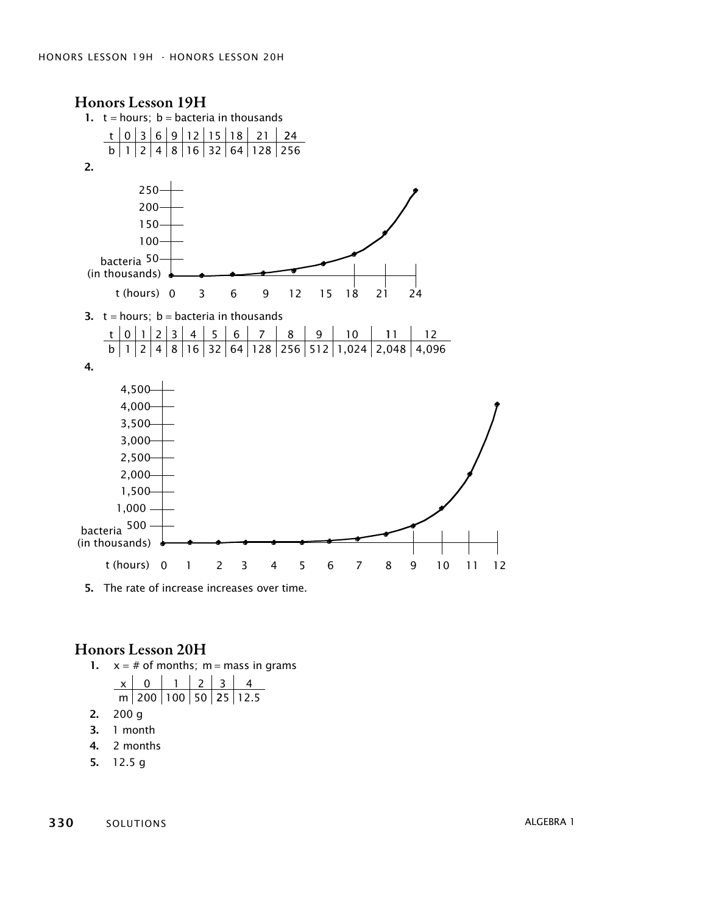## Honors Lesson 19H

1. t = hours; b = bacteria in thousands

| t | 0 | 3 | 6 | 9 | 12 | 15 | 18 | 21 | 24 |
|---|---|---|---|---|---|---|---|---|---|
| b | 1 | 2 | 4 | 8 | 16 | 32 | 64 | 128 | 256 |

2.

3. t = hours; b = bacteria in thousands

| t | 0 | 1 | 2 | 3 | 4 | 5 | 6 | 7 | 8 | 9 | 10 | 11 | 12 |
|---|---|---|---|---|---|---|---|---|---|---|---|---|---|
| b | 1 | 2 | 4 | 8 | 16 | 32 | 64 | 128 | 256 | 512 | 1,024 | 2,048 | 4,096 |

4.

5. The rate of increase increases over time.

## Honors Lesson 20H

1. x = # of months; m = mass in grams

| x | 0 | 1 | 2 | 3 | 4 |
|---|---|---|---|---|---|
| m | 200 | 100 | 50 | 25 | 12.5 |

2. 200 g
3. 1 month
4. 2 months
5. 12.5 g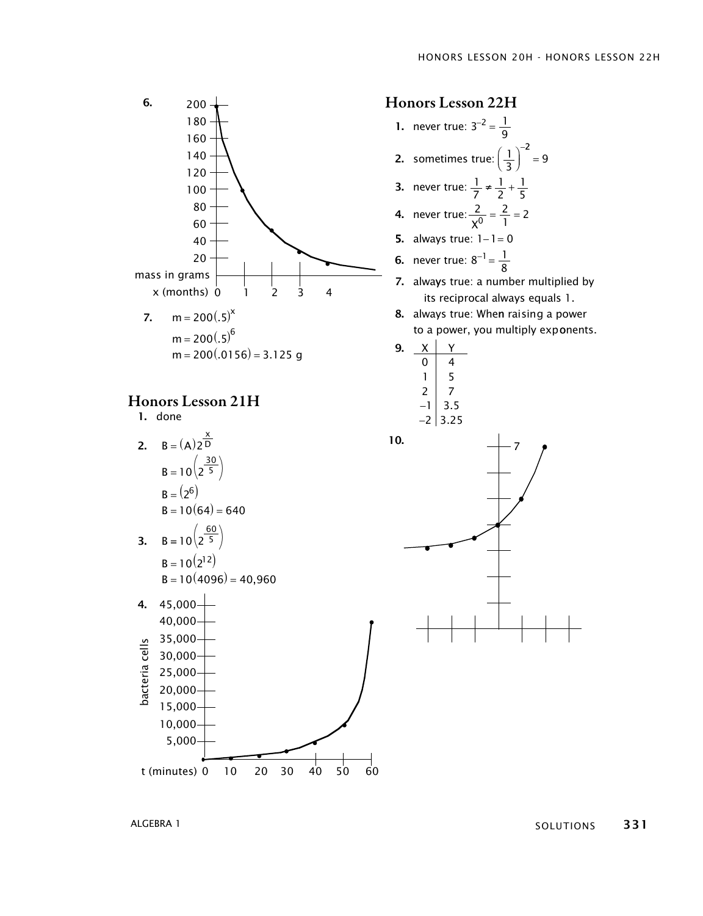6.

| mass in grams | |
|---|---|
| x (months) | 0, 1, 2, 3, 4 |

7. $m = 200(.5)^x$

$m = 200(.5)^6$

$m = 200(.0156) = 3.125 \text{ g}$

## Honors Lesson 21H

1. done

2. $B = (A)2^{\frac{x}{D}}$

$B = 10\left(2^{\frac{30}{5}}\right)$

$B = \left(2^6\right)$

$B = 10(64) = 640$

3. $B = 10\left(2^{\frac{60}{5}}\right)$

$B = 10\left(2^{12}\right)$

$B = 10(4096) = 40{,}960$

4. bacteria cells vs. t (minutes)

## Honors Lesson 22H

1. never true: $3^{-2} = \frac{1}{9}$
2. sometimes true: $\left(\frac{1}{3}\right)^{-2} = 9$
3. never true: $\frac{1}{7} \neq \frac{1}{2} + \frac{1}{5}$
4. never true: $\frac{2}{X^0} = \frac{2}{1} = 2$
5. always true: $1 - 1 = 0$
6. never true: $8^{-1} = \frac{1}{8}$
7. always true: a number multiplied by its reciprocal always equals 1.
8. always true: When raising a power to a power, you multiply exponents.
9.

| X | Y |
|---|---|
| 0 | 4 |
| 1 | 5 |
| 2 | 7 |
| −1 | 3.5 |
| −2 | 3.25 |

10.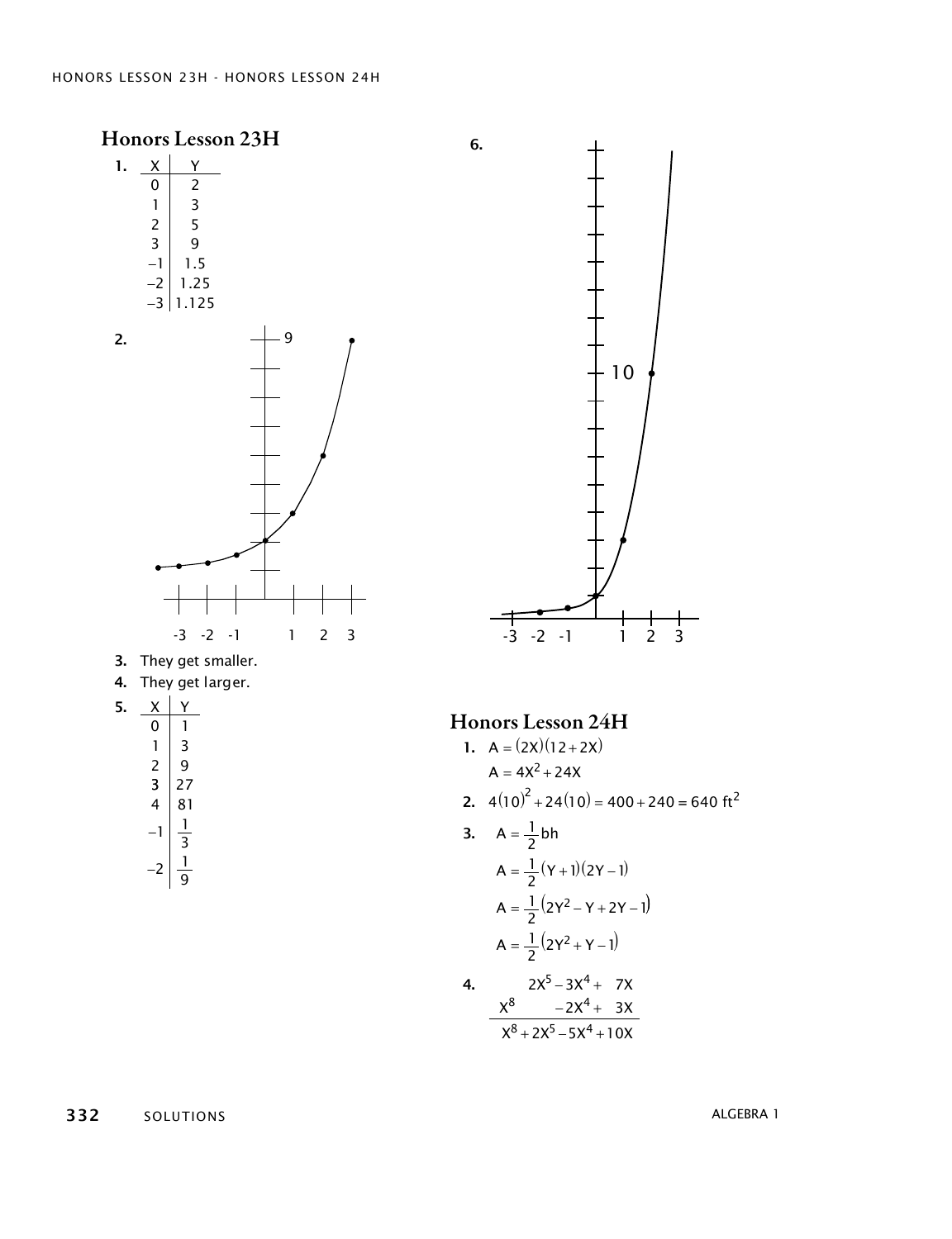## Honors Lesson 23H

1.

| X | Y |
|---|---|
| 0 | 2 |
| 1 | 3 |
| 2 | 5 |
| 3 | 9 |
| −1 | 1.5 |
| −2 | 1.25 |
| −3 | 1.125 |

2.

3. They get smaller.

4. They get larger.

5.

| X | Y |
|---|---|
| 0 | 1 |
| 1 | 3 |
| 2 | 9 |
| 3 | 27 |
| 4 | 81 |
| −1 | $\frac{1}{3}$ |
| −2 | $\frac{1}{9}$ |

6.

## Honors Lesson 24H

1. $A = (2X)(12 + 2X)$

   $A = 4X^2 + 24X$

2. $4(10)^2 + 24(10) = 400 + 240 = 640 \text{ ft}^2$

3. $A = \frac{1}{2}bh$

   $A = \frac{1}{2}(Y+1)(2Y-1)$

   $A = \frac{1}{2}(2Y^2 - Y + 2Y - 1)$

   $A = \frac{1}{2}(2Y^2 + Y - 1)$

4.
$$\begin{array}{r} 2X^5 - 3X^4 + 7X \\ X^8 \qquad - 2X^4 + 3X \\ \hline X^8 + 2X^5 - 5X^4 + 10X \end{array}$$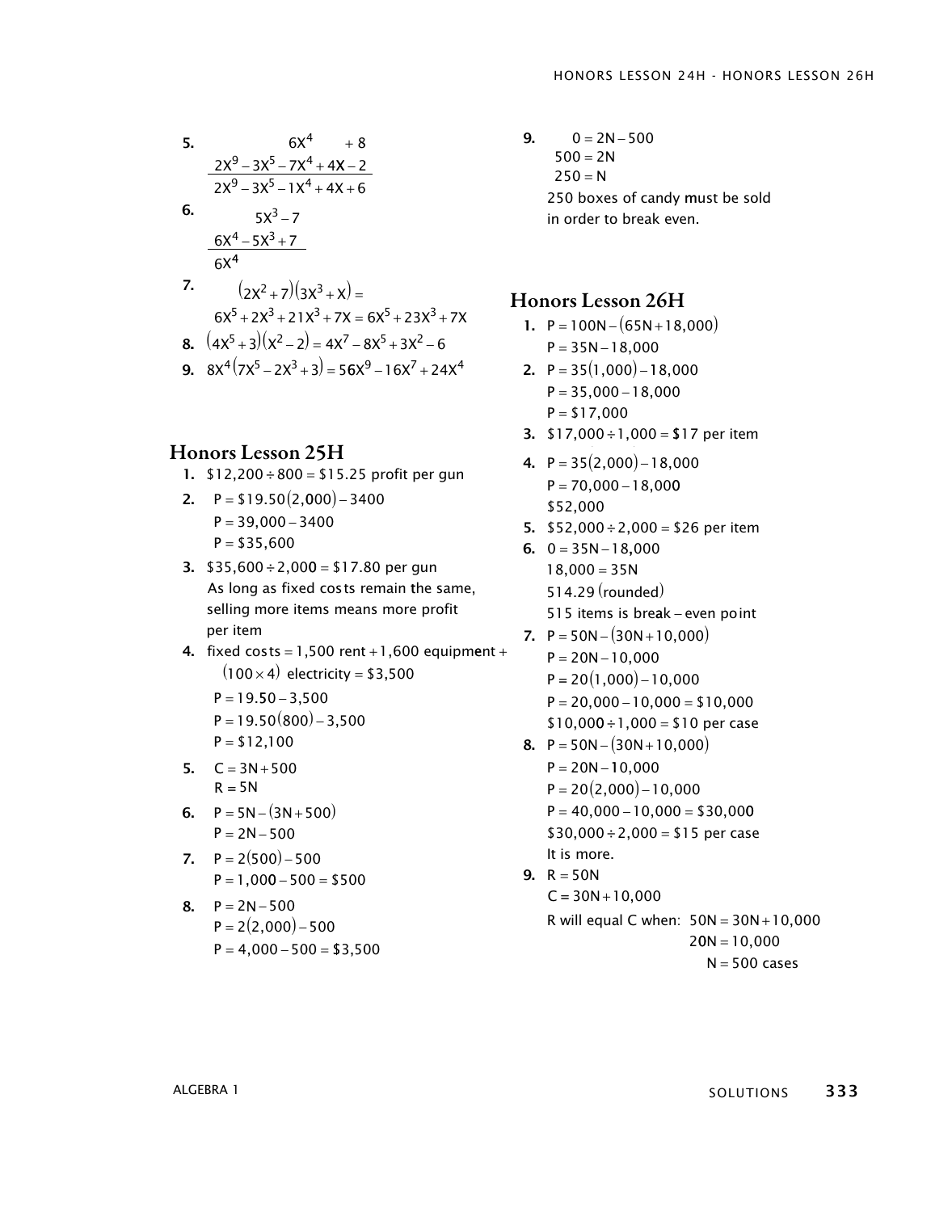5.
$$\begin{array}{r} 6X^4 \qquad +8 \\ \underline{2X^9 - 3X^5 - 7X^4 + 4X - 2} \\ 2X^9 - 3X^5 - 1X^4 + 4X + 6 \end{array}$$

6.
$$\begin{array}{r} 5X^3 - 7 \\ \underline{6X^4 - 5X^3 + 7} \\ 6X^4 \end{array}$$

7. $(2X^2 + 7)(3X^3 + X) =$
$6X^5 + 2X^3 + 21X^3 + 7X = 6X^5 + 23X^3 + 7X$

8. $(4X^5 + 3)(X^2 - 2) = 4X^7 - 8X^5 + 3X^2 - 6$

9. $8X^4(7X^5 - 2X^3 + 3) = 56X^9 - 16X^7 + 24X^4$

## Honors Lesson 25H

1. $\$12,200 \div 800 = \$15.25$ profit per gun
2. $P = \$19.50(2,000) - 3400$
   $P = 39,000 - 3400$
   $P = \$35,600$
3. $\$35,600 \div 2,000 = \$17.80$ per gun
   As long as fixed costs remain the same, selling more items means more profit per item
4. fixed costs $= 1,500$ rent $+ 1,600$ equipment $+ (100 \times 4)$ electricity $= \$3,500$
   $P = 19.50 - 3,500$
   $P = 19.50(800) - 3,500$
   $P = \$12,100$
5. $C = 3N + 500$
   $R = 5N$
6. $P = 5N - (3N + 500)$
   $P = 2N - 500$
7. $P = 2(500) - 500$
   $P = 1,000 - 500 = \$500$
8. $P = 2N - 500$
   $P = 2(2,000) - 500$
   $P = 4,000 - 500 = \$3,500$
9. $0 = 2N - 500$
   $500 = 2N$
   $250 = N$
   250 boxes of candy must be sold in order to break even.

## Honors Lesson 26H

1. $P = 100N - (65N + 18,000)$
   $P = 35N - 18,000$
2. $P = 35(1,000) - 18,000$
   $P = 35,000 - 18,000$
   $P = \$17,000$
3. $\$17,000 \div 1,000 = \$17$ per item
4. $P = 35(2,000) - 18,000$
   $P = 70,000 - 18,000$
   $\$52,000$
5. $\$52,000 \div 2,000 = \$26$ per item
6. $0 = 35N - 18,000$
   $18,000 = 35N$
   $514.29$ (rounded)
   515 items is break – even point
7. $P = 50N - (30N + 10,000)$
   $P = 20N - 10,000$
   $P = 20(1,000) - 10,000$
   $P = 20,000 - 10,000 = \$10,000$
   $\$10,000 \div 1,000 = \$10$ per case
8. $P = 50N - (30N + 10,000)$
   $P = 20N - 10,000$
   $P = 20(2,000) - 10,000$
   $P = 40,000 - 10,000 = \$30,000$
   $\$30,000 \div 2,000 = \$15$ per case
   It is more.
9. $R = 50N$
   $C = 30N + 10,000$
   R will equal C when: $50N = 30N + 10,000$
   $20N = 10,000$
   $N = 500$ cases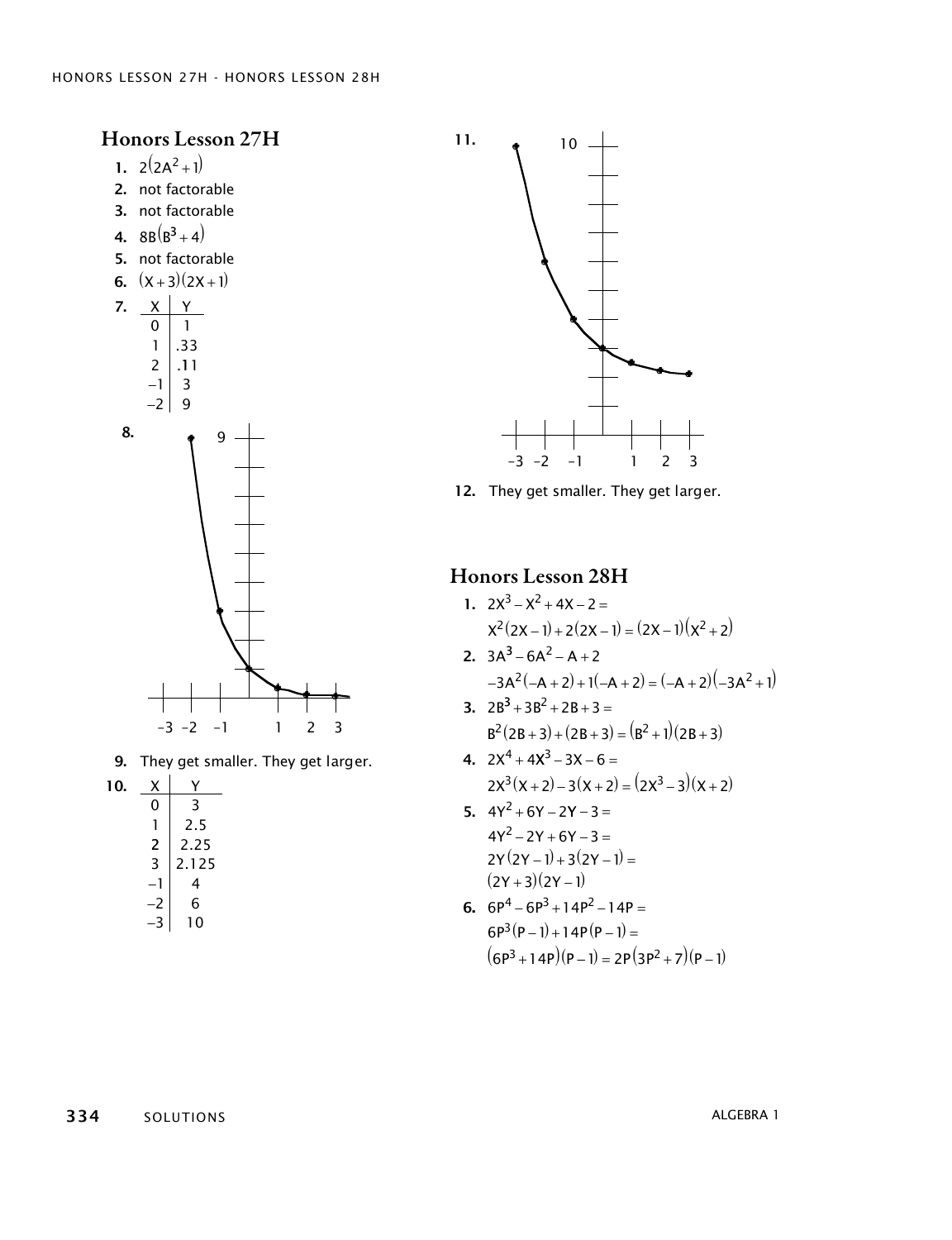## Honors Lesson 27H

1. $2(2A^2+1)$
2. not factorable
3. not factorable
4. $8B(B^3+4)$
5. not factorable
6. $(X+3)(2X+1)$
7.

| X | Y |
|---|---|
| 0 | 1 |
| 1 | .33 |
| 2 | .11 |
| −1 | 3 |
| −2 | 9 |

8. (graph)

9. They get smaller. They get larger.

10.

| X | Y |
|---|---|
| 0 | 3 |
| 1 | 2.5 |
| 2 | 2.25 |
| 3 | 2.125 |
| −1 | 4 |
| −2 | 6 |
| −3 | 10 |

11. (graph)

12. They get smaller. They get larger.

## Honors Lesson 28H

1. $2X^3-X^2+4X-2=$
   $X^2(2X-1)+2(2X-1)=(2X-1)(X^2+2)$
2. $3A^3-6A^2-A+2$
   $-3A^2(-A+2)+1(-A+2)=(-A+2)(-3A^2+1)$
3. $2B^3+3B^2+2B+3=$
   $B^2(2B+3)+(2B+3)=(B^2+1)(2B+3)$
4. $2X^4+4X^3-3X-6=$
   $2X^3(X+2)-3(X+2)=(2X^3-3)(X+2)$
5. $4Y^2+6Y-2Y-3=$
   $4Y^2-2Y+6Y-3=$
   $2Y(2Y-1)+3(2Y-1)=$
   $(2Y+3)(2Y-1)$
6. $6P^4-6P^3+14P^2-14P=$
   $6P^3(P-1)+14P(P-1)=$
   $(6P^3+14P)(P-1)=2P(3P^2+7)(P-1)$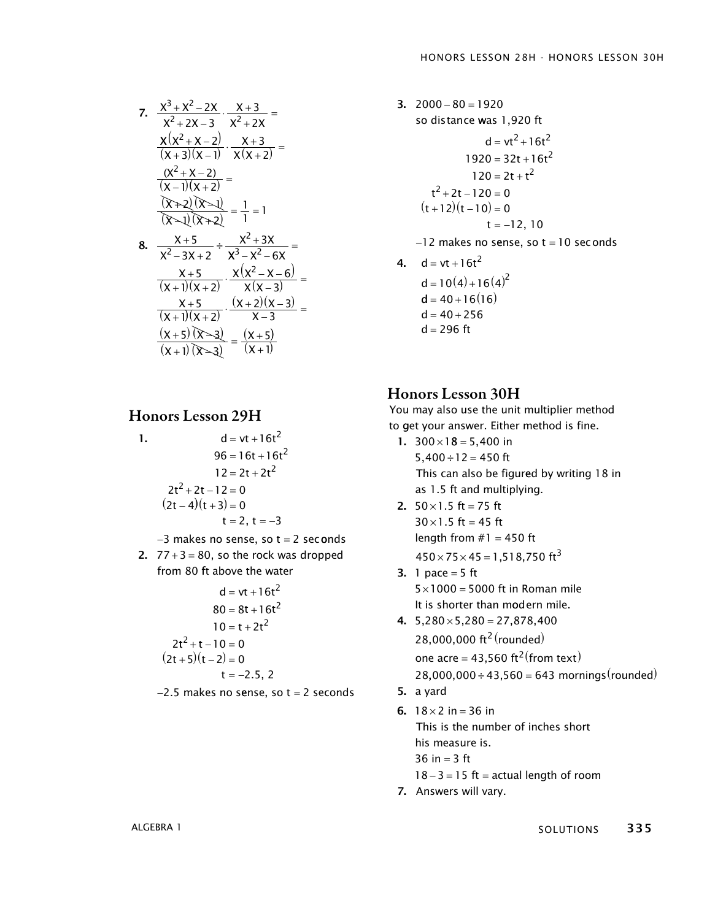7. $\frac{x^3+x^2-2x}{x^2+2x-3} \cdot \frac{x+3}{x^2+2x} =$

$\frac{x(x^2+x-2)}{(x+3)(x-1)} \cdot \frac{x+3}{x(x+2)} =$

$\frac{(x^2+x-2)}{(x-1)(x+2)} =$

$\frac{(x+2)(x-1)}{(x-1)(x+2)} = \frac{1}{1} = 1$

8. $\frac{x+5}{x^2-3x+2} \div \frac{x^2+3x}{x^3-x^2-6x} =$

$\frac{x+5}{(x+1)(x+2)} \cdot \frac{x(x^2-x-6)}{x(x-3)} =$

$\frac{x+5}{(x+1)(x+2)} \cdot \frac{(x+2)(x-3)}{x-3} =$

$\frac{(x+5)(x-3)}{(x+1)(x-3)} = \frac{(x+5)}{(x+1)}$

## Honors Lesson 29H

1. $d = vt + 16t^2$
   $96 = 16t + 16t^2$
   $12 = 2t + 2t^2$
   $2t^2 + 2t - 12 = 0$
   $(2t-4)(t+3) = 0$
   $t = 2,\ t = -3$

   $-3$ makes no sense, so $t = 2$ seconds

2. $77 + 3 = 80$, so the rock was dropped from 80 ft above the water

   $d = vt + 16t^2$
   $80 = 8t + 16t^2$
   $10 = t + 2t^2$
   $2t^2 + t - 10 = 0$
   $(2t+5)(t-2) = 0$
   $t = -2.5,\ 2$

   $-2.5$ makes no sense, so $t = 2$ seconds

3. $2000 - 80 = 1920$
   so distance was 1,920 ft

   $d = vt^2 + 16t^2$
   $1920 = 32t + 16t^2$
   $120 = 2t + t^2$
   $t^2 + 2t - 120 = 0$
   $(t+12)(t-10) = 0$
   $t = -12,\ 10$

   $-12$ makes no sense, so $t = 10$ seconds

4. $d = vt + 16t^2$
   $d = 10(4) + 16(4)^2$
   $d = 40 + 16(16)$
   $d = 40 + 256$
   $d = 296$ ft

## Honors Lesson 30H

You may also use the unit multiplier method to get your answer. Either method is fine.

1. $300 \times 18 = 5{,}400$ in
   $5{,}400 \div 12 = 450$ ft
   This can also be figured by writing 18 in as 1.5 ft and multiplying.
2. $50 \times 1.5$ ft $= 75$ ft
   $30 \times 1.5$ ft $= 45$ ft
   length from #1 = 450 ft
   $450 \times 75 \times 45 = 1{,}518{,}750$ ft$^3$
3. 1 pace = 5 ft
   $5 \times 1000 = 5000$ ft in Roman mile
   It is shorter than modern mile.
4. $5{,}280 \times 5{,}280 = 27{,}878{,}400$
   $28{,}000{,}000$ ft$^2$ (rounded)
   one acre = $43{,}560$ ft$^2$ (from text)
   $28{,}000{,}000 \div 43{,}560 = 643$ mornings (rounded)
5. a yard
6. $18 \times 2$ in $= 36$ in
   This is the number of inches short his measure is.
   36 in = 3 ft
   $18 - 3 = 15$ ft = actual length of room
7. Answers will vary.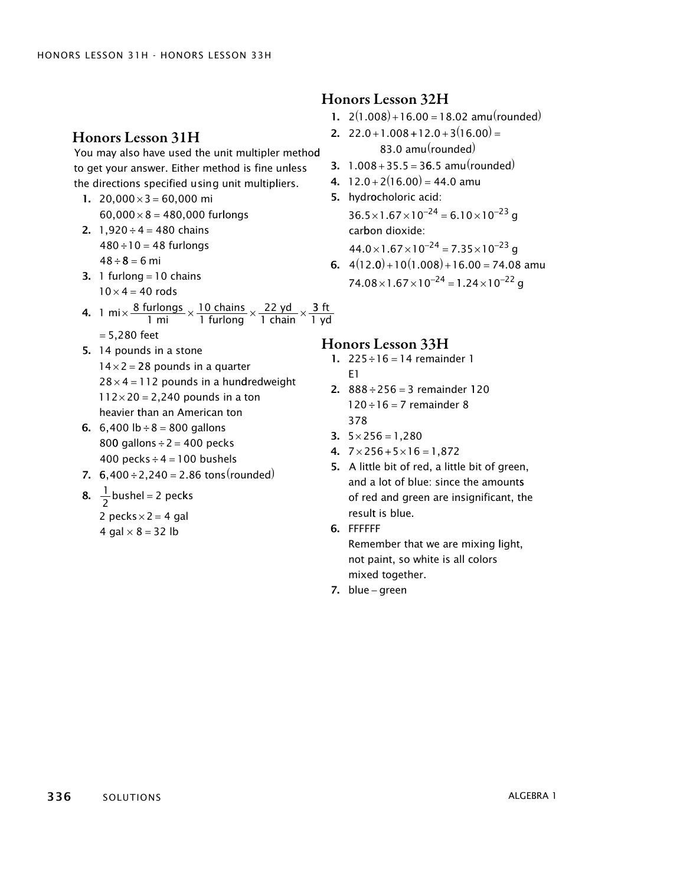## Honors Lesson 31H

You may also have used the unit multipler method to get your answer. Either method is fine unless the directions specified using unit multipliers.

1. $20{,}000 \times 3 = 60{,}000$ mi
   $60{,}000 \times 8 = 480{,}000$ furlongs
2. $1{,}920 \div 4 = 480$ chains
   $480 \div 10 = 48$ furlongs
   $48 \div 8 = 6$ mi
3. 1 furlong = 10 chains
   $10 \times 4 = 40$ rods
4. $1 \text{ mi} \times \dfrac{8 \text{ furlongs}}{1 \text{ mi}} \times \dfrac{10 \text{ chains}}{1 \text{ furlong}} \times \dfrac{22 \text{ yd}}{1 \text{ chain}} \times \dfrac{3 \text{ ft}}{1 \text{ yd}}$
   $= 5{,}280$ feet
5. 14 pounds in a stone
   $14 \times 2 = 28$ pounds in a quarter
   $28 \times 4 = 112$ pounds in a hundredweight
   $112 \times 20 = 2{,}240$ pounds in a ton
   heavier than an American ton
6. $6{,}400$ lb $\div 8 = 800$ gallons
   800 gallons $\div 2 = 400$ pecks
   400 pecks $\div 4 = 100$ bushels
7. $6{,}400 \div 2{,}240 = 2.86$ tons(rounded)
8. $\frac{1}{2}$ bushel = 2 pecks
   2 pecks $\times 2 = 4$ gal
   4 gal $\times 8 = 32$ lb

## Honors Lesson 32H

1. $2(1.008) + 16.00 = 18.02$ amu(rounded)
2. $22.0 + 1.008 + 12.0 + 3(16.00) =$
   83.0 amu(rounded)
3. $1.008 + 35.5 = 36.5$ amu(rounded)
4. $12.0 + 2(16.00) = 44.0$ amu
5. hydrocholoric acid:
   $36.5 \times 1.67 \times 10^{-24} = 6.10 \times 10^{-23}$ g
   carbon dioxide:
   $44.0 \times 1.67 \times 10^{-24} = 7.35 \times 10^{-23}$ g
6. $4(12.0) + 10(1.008) + 16.00 = 74.08$ amu
   $74.08 \times 1.67 \times 10^{-24} = 1.24 \times 10^{-22}$ g

## Honors Lesson 33H

1. $225 \div 16 = 14$ remainder 1
   E1
2. $888 \div 256 = 3$ remainder 120
   $120 \div 16 = 7$ remainder 8
   378
3. $5 \times 256 = 1{,}280$
4. $7 \times 256 + 5 \times 16 = 1{,}872$
5. A little bit of red, a little bit of green, and a lot of blue: since the amounts of red and green are insignificant, the result is blue.
6. FFFFFF
   Remember that we are mixing light, not paint, so white is all colors mixed together.
7. blue – green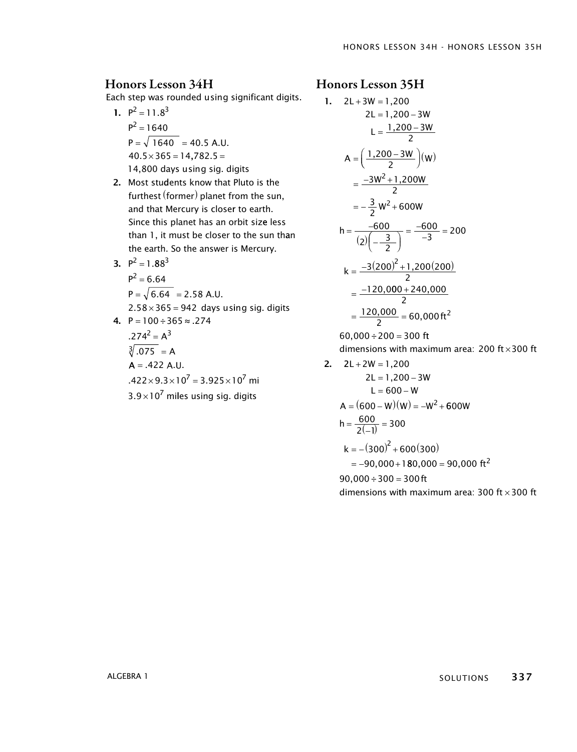## Honors Lesson 34H

Each step was rounded using significant digits.

1. $P^2 = 11.8^3$

   $P^2 = 1640$

   $P = \sqrt{1640} = 40.5$ A.U.

   $40.5 \times 365 = 14{,}782.5 =$

   14,800 days using sig. digits

2. Most students know that Pluto is the furthest (former) planet from the sun, and that Mercury is closer to earth. Since this planet has an orbit size less than 1, it must be closer to the sun than the earth. So the answer is Mercury.

3. $P^2 = 1.88^3$

   $P^2 = 6.64$

   $P = \sqrt{6.64} = 2.58$ A.U.

   $2.58 \times 365 = 942$ days using sig. digits

4. $P = 100 \div 365 \approx .274$

   $.274^2 = A^3$

   $\sqrt[3]{.075} = A$

   $A = .422$ A.U.

   $.422 \times 9.3 \times 10^7 = 3.925 \times 10^7$ mi

   $3.9 \times 10^7$ miles using sig. digits

## Honors Lesson 35H

1. $2L + 3W = 1{,}200$

   $2L = 1{,}200 - 3W$

   $L = \dfrac{1{,}200 - 3W}{2}$

   $A = \left(\dfrac{1{,}200 - 3W}{2}\right)(W)$

   $= \dfrac{-3W^2 + 1{,}200W}{2}$

   $= -\dfrac{3}{2}W^2 + 600W$

   $h = \dfrac{-600}{(2)\left(-\frac{3}{2}\right)} = \dfrac{-600}{-3} = 200$

   $k = \dfrac{-3(200)^2 + 1{,}200(200)}{2}$

   $= \dfrac{-120{,}000 + 240{,}000}{2}$

   $= \dfrac{120{,}000}{2} = 60{,}000\text{ ft}^2$

   $60{,}000 \div 200 = 300$ ft

   dimensions with maximum area: 200 ft $\times$ 300 ft

2. $2L + 2W = 1{,}200$

   $2L = 1{,}200 - 3W$

   $L = 600 - W$

   $A = (600 - W)(W) = -W^2 + 600W$

   $h = \dfrac{600}{2(-1)} = 300$

   $k = -(300)^2 + 600(300)$

   $= -90{,}000 + 180{,}000 = 90{,}000\text{ ft}^2$

   $90{,}000 \div 300 = 300$ ft

   dimensions with maximum area: 300 ft $\times$ 300 ft